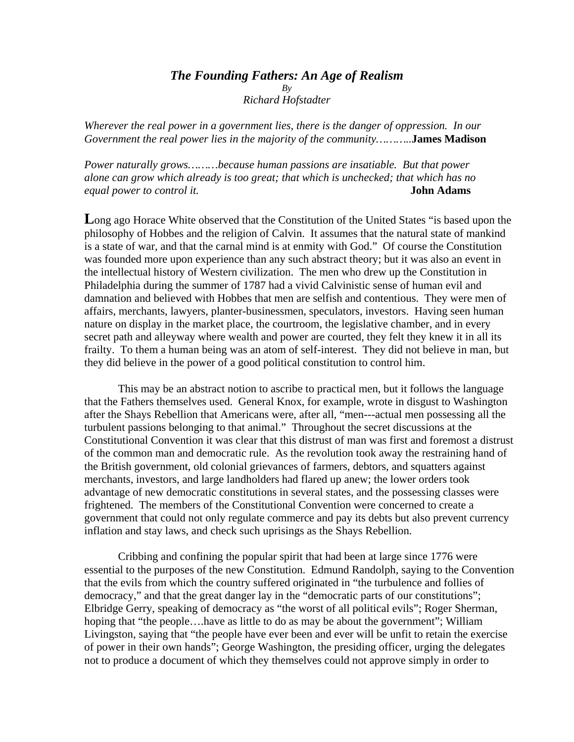# *The Founding Fathers: An Age of Realism*

*By*

*Richard Hofstadter*

*Wherever the real power in a government lies, there is the danger of oppression. In our Government the real power lies in the majority of the community……….* **James Madison**

*Power naturally grows………because human passions are insatiable. But that power alone can grow which already is too great; that which is unchecked; that which has no equal power to control it.* **John Adams**

**L**ong ago Horace White observed that the Constitution of the United States "is based upon the philosophy of Hobbes and the religion of Calvin. It assumes that the natural state of mankind is a state of war, and that the carnal mind is at enmity with God." Of course the Constitution was founded more upon experience than any such abstract theory; but it was also an event in the intellectual history of Western civilization. The men who drew up the Constitution in Philadelphia during the summer of 1787 had a vivid Calvinistic sense of human evil and damnation and believed with Hobbes that men are selfish and contentious. They were men of affairs, merchants, lawyers, planter-businessmen, speculators, investors. Having seen human nature on display in the market place, the courtroom, the legislative chamber, and in every secret path and alleyway where wealth and power are courted, they felt they knew it in all its frailty. To them a human being was an atom of self-interest. They did not believe in man, but they did believe in the power of a good political constitution to control him.

This may be an abstract notion to ascribe to practical men, but it follows the language that the Fathers themselves used. General Knox, for example, wrote in disgust to Washington after the Shays Rebellion that Americans were, after all, "men---actual men possessing all the turbulent passions belonging to that animal." Throughout the secret discussions at the Constitutional Convention it was clear that this distrust of man was first and foremost a distrust of the common man and democratic rule. As the revolution took away the restraining hand of the British government, old colonial grievances of farmers, debtors, and squatters against merchants, investors, and large landholders had flared up anew; the lower orders took advantage of new democratic constitutions in several states, and the possessing classes were frightened. The members of the Constitutional Convention were concerned to create a government that could not only regulate commerce and pay its debts but also prevent currency inflation and stay laws, and check such uprisings as the Shays Rebellion.

Cribbing and confining the popular spirit that had been at large since 1776 were essential to the purposes of the new Constitution. Edmund Randolph, saying to the Convention that the evils from which the country suffered originated in "the turbulence and follies of democracy," and that the great danger lay in the "democratic parts of our constitutions"; Elbridge Gerry, speaking of democracy as "the worst of all political evils"; Roger Sherman, hoping that "the people….have as little to do as may be about the government"; William Livingston, saying that "the people have ever been and ever will be unfit to retain the exercise of power in their own hands"; George Washington, the presiding officer, urging the delegates not to produce a document of which they themselves could not approve simply in order to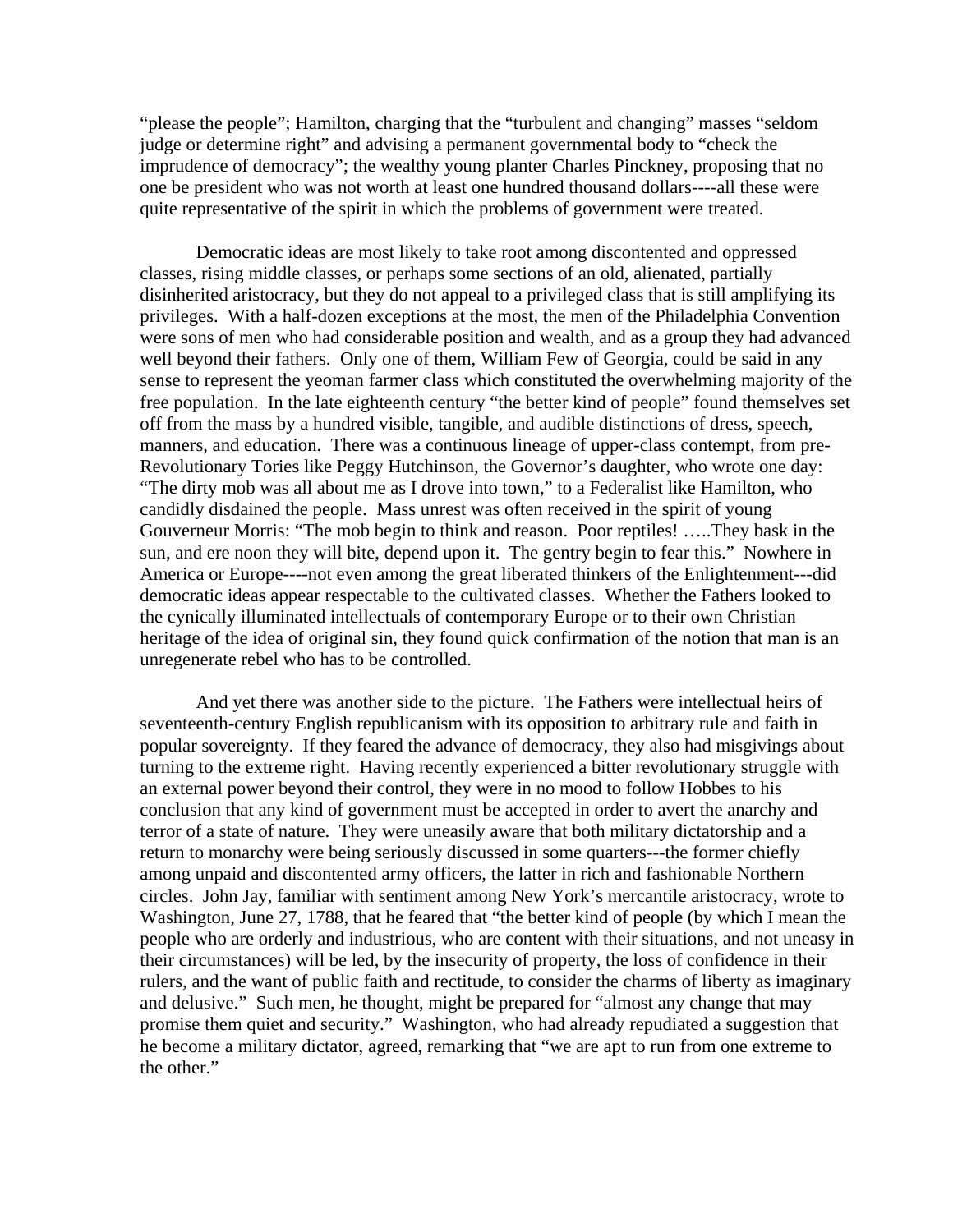"please the people"; Hamilton, charging that the "turbulent and changing" masses "seldom judge or determine right" and advising a permanent governmental body to "check the imprudence of democracy"; the wealthy young planter Charles Pinckney, proposing that no one be president who was not worth at least one hundred thousand dollars----all these were quite representative of the spirit in which the problems of government were treated.

Democratic ideas are most likely to take root among discontented and oppressed classes, rising middle classes, or perhaps some sections of an old, alienated, partially disinherited aristocracy, but they do not appeal to a privileged class that is still amplifying its privileges. With a half-dozen exceptions at the most, the men of the Philadelphia Convention were sons of men who had considerable position and wealth, and as a group they had advanced well beyond their fathers. Only one of them, William Few of Georgia, could be said in any sense to represent the yeoman farmer class which constituted the overwhelming majority of the free population. In the late eighteenth century "the better kind of people" found themselves set off from the mass by a hundred visible, tangible, and audible distinctions of dress, speech, manners, and education. There was a continuous lineage of upper-class contempt, from pre-Revolutionary Tories like Peggy Hutchinson, the Governor's daughter, who wrote one day: "The dirty mob was all about me as I drove into town," to a Federalist like Hamilton, who candidly disdained the people. Mass unrest was often received in the spirit of young Gouverneur Morris: "The mob begin to think and reason. Poor reptiles! …..They bask in the sun, and ere noon they will bite, depend upon it. The gentry begin to fear this." Nowhere in America or Europe----not even among the great liberated thinkers of the Enlightenment---did democratic ideas appear respectable to the cultivated classes. Whether the Fathers looked to the cynically illuminated intellectuals of contemporary Europe or to their own Christian heritage of the idea of original sin, they found quick confirmation of the notion that man is an unregenerate rebel who has to be controlled.

And yet there was another side to the picture. The Fathers were intellectual heirs of seventeenth-century English republicanism with its opposition to arbitrary rule and faith in popular sovereignty. If they feared the advance of democracy, they also had misgivings about turning to the extreme right. Having recently experienced a bitter revolutionary struggle with an external power beyond their control, they were in no mood to follow Hobbes to his conclusion that any kind of government must be accepted in order to avert the anarchy and terror of a state of nature. They were uneasily aware that both military dictatorship and a return to monarchy were being seriously discussed in some quarters---the former chiefly among unpaid and discontented army officers, the latter in rich and fashionable Northern circles. John Jay, familiar with sentiment among New York's mercantile aristocracy, wrote to Washington, June 27, 1788, that he feared that "the better kind of people (by which I mean the people who are orderly and industrious, who are content with their situations, and not uneasy in their circumstances) will be led, by the insecurity of property, the loss of confidence in their rulers, and the want of public faith and rectitude, to consider the charms of liberty as imaginary and delusive." Such men, he thought, might be prepared for "almost any change that may promise them quiet and security." Washington, who had already repudiated a suggestion that he become a military dictator, agreed, remarking that "we are apt to run from one extreme to the other."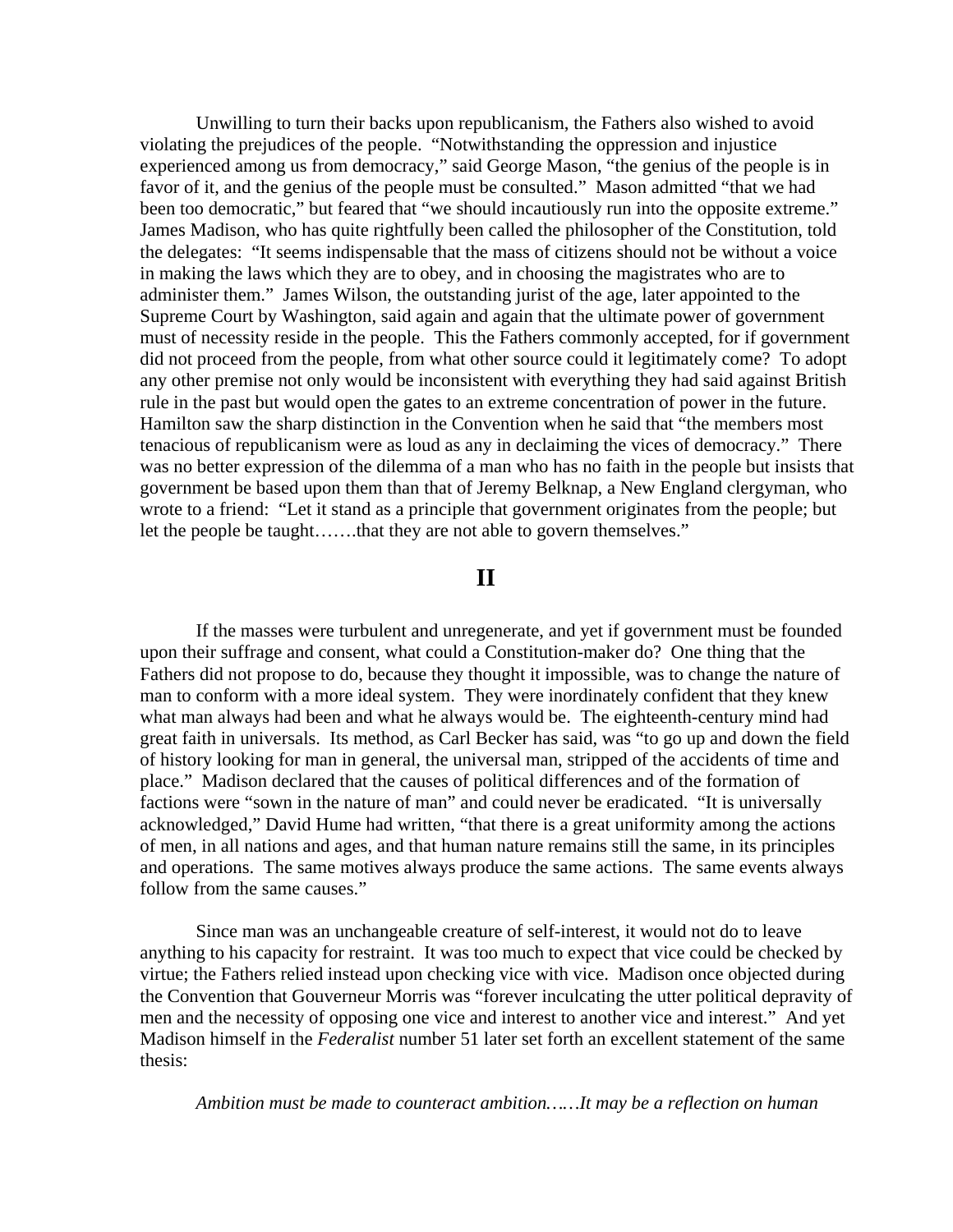Unwilling to turn their backs upon republicanism, the Fathers also wished to avoid violating the prejudices of the people. "Notwithstanding the oppression and injustice experienced among us from democracy," said George Mason, "the genius of the people is in favor of it, and the genius of the people must be consulted." Mason admitted "that we had been too democratic," but feared that "we should incautiously run into the opposite extreme." James Madison, who has quite rightfully been called the philosopher of the Constitution, told the delegates: "It seems indispensable that the mass of citizens should not be without a voice in making the laws which they are to obey, and in choosing the magistrates who are to administer them." James Wilson, the outstanding jurist of the age, later appointed to the Supreme Court by Washington, said again and again that the ultimate power of government must of necessity reside in the people. This the Fathers commonly accepted, for if government did not proceed from the people, from what other source could it legitimately come? To adopt any other premise not only would be inconsistent with everything they had said against British rule in the past but would open the gates to an extreme concentration of power in the future. Hamilton saw the sharp distinction in the Convention when he said that "the members most tenacious of republicanism were as loud as any in declaiming the vices of democracy." There was no better expression of the dilemma of a man who has no faith in the people but insists that government be based upon them than that of Jeremy Belknap, a New England clergyman, who wrote to a friend: "Let it stand as a principle that government originates from the people; but let the people be taught…….that they are not able to govern themselves."

## II

If the masses were turbulent and unregenerate, and yet if government must be founded upon their suffrage and consent, what could a Constitution-maker do? One thing that the Fathers did not propose to do, because they thought it impossible, was to change the nature of man to conform with a more ideal system. They were inordinately confident that they knew what man always had been and what he always would be. The eighteenth-century mind had great faith in universals. Its method, as Carl Becker has said, was "to go up and down the field of history looking for man in general, the universal man, stripped of the accidents of time and place." Madison declared that the causes of political differences and of the formation of factions were "sown in the nature of man" and could never be eradicated. "It is universally acknowledged," David Hume had written, "that there is a great uniformity among the actions of men, in all nations and ages, and that human nature remains still the same, in its principles and operations. The same motives always produce the same actions. The same events always follow from the same causes."

Since man was an unchangeable creature of self-interest, it would not do to leave anything to his capacity for restraint. It was too much to expect that vice could be checked by virtue; the Fathers relied instead upon checking vice with vice. Madison once objected during the Convention that Gouverneur Morris was "forever inculcating the utter political depravity of men and the necessity of opposing one vice and interest to another vice and interest." And yet Madison himself in the *Federalist* number 51 later set forth an excellent statement of the same thesis:

*Ambition must be made to counteract ambition……It may be a reflection on human*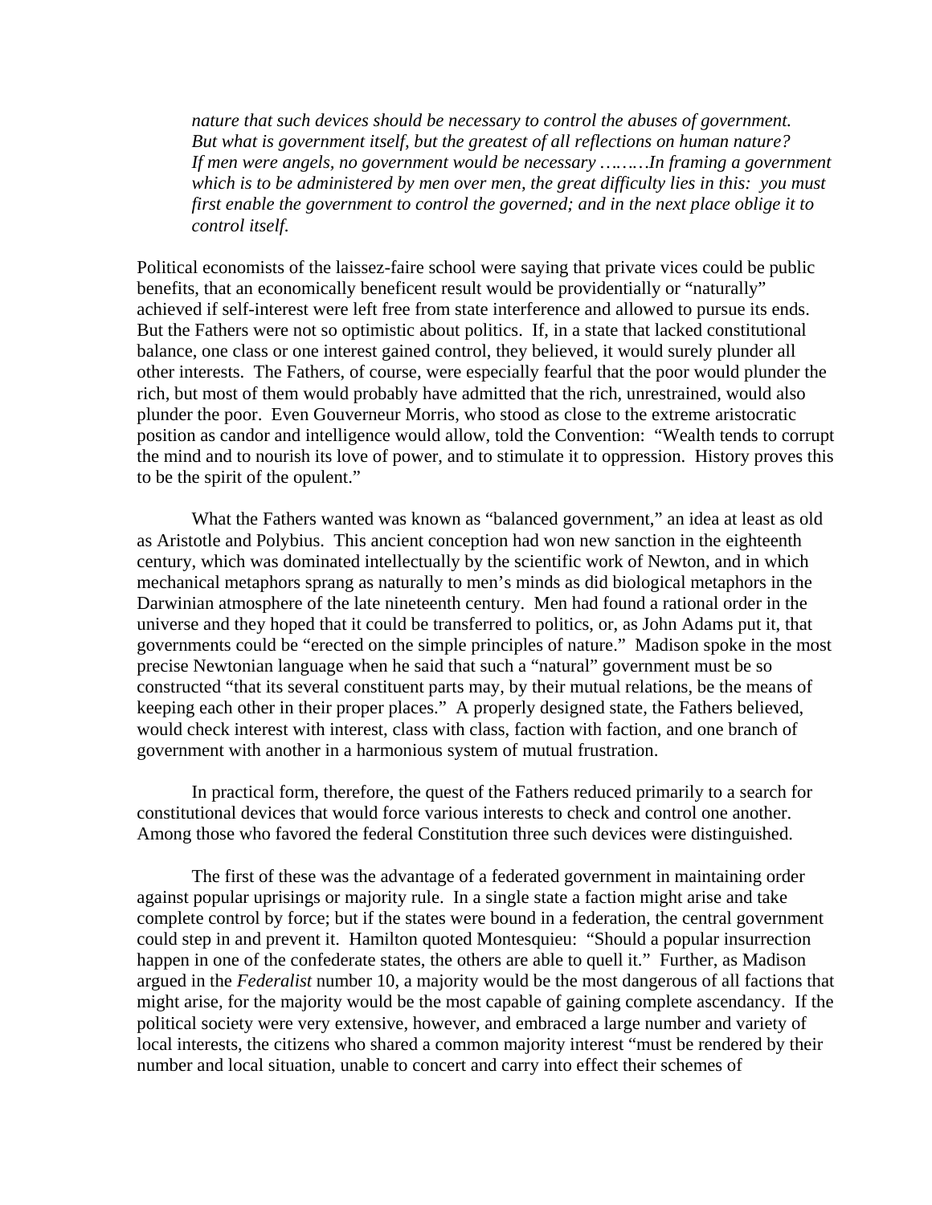> *nature that such devices should be necessary to control the abuses of government. But what is government itself, but the greatest of all reflections on human nature? If men were angels, no government would be necessary ………In framing a government which is to be administered by men over men, the great difficulty lies in this: you must first enable the government to control the governed; and in the next place oblige it to control itself.*

Political economists of the laissez-faire school were saying that private vices could be public benefits, that an economically beneficent result would be providentially or "naturally" achieved if self-interest were left free from state interference and allowed to pursue its ends. But the Fathers were not so optimistic about politics. If, in a state that lacked constitutional balance, one class or one interest gained control, they believed, it would surely plunder all other interests. The Fathers, of course, were especially fearful that the poor would plunder the rich, but most of them would probably have admitted that the rich, unrestrained, would also plunder the poor. Even Gouverneur Morris, who stood as close to the extreme aristocratic position as candor and intelligence would allow, told the Convention: "Wealth tends to corrupt the mind and to nourish its love of power, and to stimulate it to oppression. History proves this to be the spirit of the opulent."

What the Fathers wanted was known as "balanced government," an idea at least as old as Aristotle and Polybius. This ancient conception had won new sanction in the eighteenth century, which was dominated intellectually by the scientific work of Newton, and in which mechanical metaphors sprang as naturally to men's minds as did biological metaphors in the Darwinian atmosphere of the late nineteenth century. Men had found a rational order in the universe and they hoped that it could be transferred to politics, or, as John Adams put it, that governments could be "erected on the simple principles of nature." Madison spoke in the most precise Newtonian language when he said that such a "natural" government must be so constructed "that its several constituent parts may, by their mutual relations, be the means of keeping each other in their proper places." A properly designed state, the Fathers believed, would check interest with interest, class with class, faction with faction, and one branch of government with another in a harmonious system of mutual frustration.

In practical form, therefore, the quest of the Fathers reduced primarily to a search for constitutional devices that would force various interests to check and control one another. Among those who favored the federal Constitution three such devices were distinguished.

The first of these was the advantage of a federated government in maintaining order against popular uprisings or majority rule. In a single state a faction might arise and take complete control by force; but if the states were bound in a federation, the central government could step in and prevent it. Hamilton quoted Montesquieu: "Should a popular insurrection happen in one of the confederate states, the others are able to quell it." Further, as Madison argued in the *Federalist* number 10, a majority would be the most dangerous of all factions that might arise, for the majority would be the most capable of gaining complete ascendancy. If the political society were very extensive, however, and embraced a large number and variety of local interests, the citizens who shared a common majority interest "must be rendered by their number and local situation, unable to concert and carry into effect their schemes of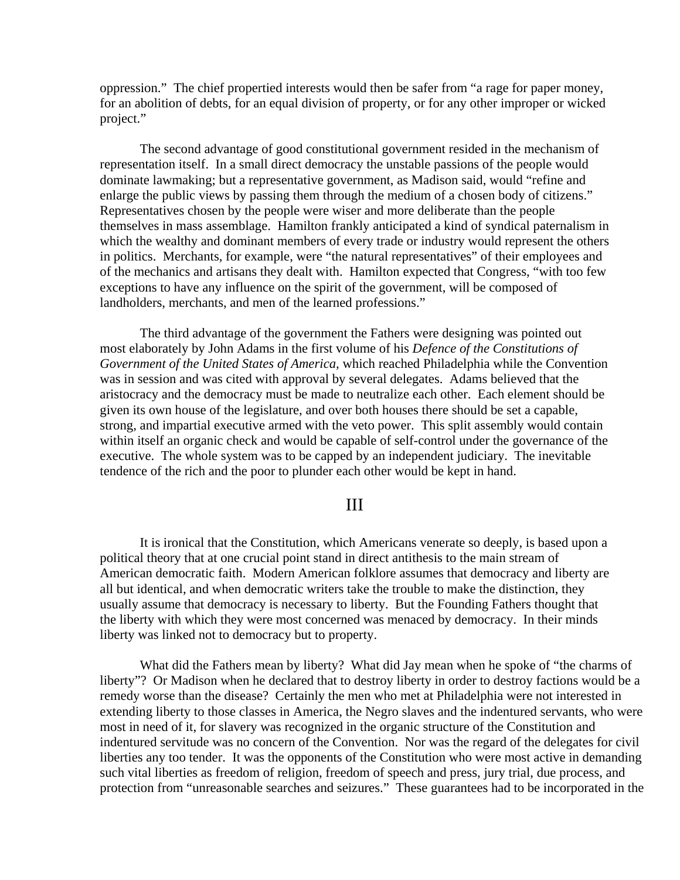oppression." The chief propertied interests would then be safer from "a rage for paper money, for an abolition of debts, for an equal division of property, or for any other improper or wicked project."

The second advantage of good constitutional government resided in the mechanism of representation itself. In a small direct democracy the unstable passions of the people would dominate lawmaking; but a representative government, as Madison said, would "refine and enlarge the public views by passing them through the medium of a chosen body of citizens." Representatives chosen by the people were wiser and more deliberate than the people themselves in mass assemblage. Hamilton frankly anticipated a kind of syndical paternalism in which the wealthy and dominant members of every trade or industry would represent the others in politics. Merchants, for example, were "the natural representatives" of their employees and of the mechanics and artisans they dealt with. Hamilton expected that Congress, "with too few exceptions to have any influence on the spirit of the government, will be composed of landholders, merchants, and men of the learned professions."

The third advantage of the government the Fathers were designing was pointed out most elaborately by John Adams in the first volume of his *Defence of the Constitutions of Government of the United States of America,* which reached Philadelphia while the Convention was in session and was cited with approval by several delegates. Adams believed that the aristocracy and the democracy must be made to neutralize each other. Each element should be given its own house of the legislature, and over both houses there should be set a capable, strong, and impartial executive armed with the veto power. This split assembly would contain within itself an organic check and would be capable of self-control under the governance of the executive. The whole system was to be capped by an independent judiciary. The inevitable tendence of the rich and the poor to plunder each other would be kept in hand.

## III

It is ironical that the Constitution, which Americans venerate so deeply, is based upon a political theory that at one crucial point stand in direct antithesis to the main stream of American democratic faith. Modern American folklore assumes that democracy and liberty are all but identical, and when democratic writers take the trouble to make the distinction, they usually assume that democracy is necessary to liberty. But the Founding Fathers thought that the liberty with which they were most concerned was menaced by democracy. In their minds liberty was linked not to democracy but to property.

What did the Fathers mean by liberty? What did Jay mean when he spoke of "the charms of liberty"? Or Madison when he declared that to destroy liberty in order to destroy factions would be a remedy worse than the disease? Certainly the men who met at Philadelphia were not interested in extending liberty to those classes in America, the Negro slaves and the indentured servants, who were most in need of it, for slavery was recognized in the organic structure of the Constitution and indentured servitude was no concern of the Convention. Nor was the regard of the delegates for civil liberties any too tender. It was the opponents of the Constitution who were most active in demanding such vital liberties as freedom of religion, freedom of speech and press, jury trial, due process, and protection from "unreasonable searches and seizures." These guarantees had to be incorporated in the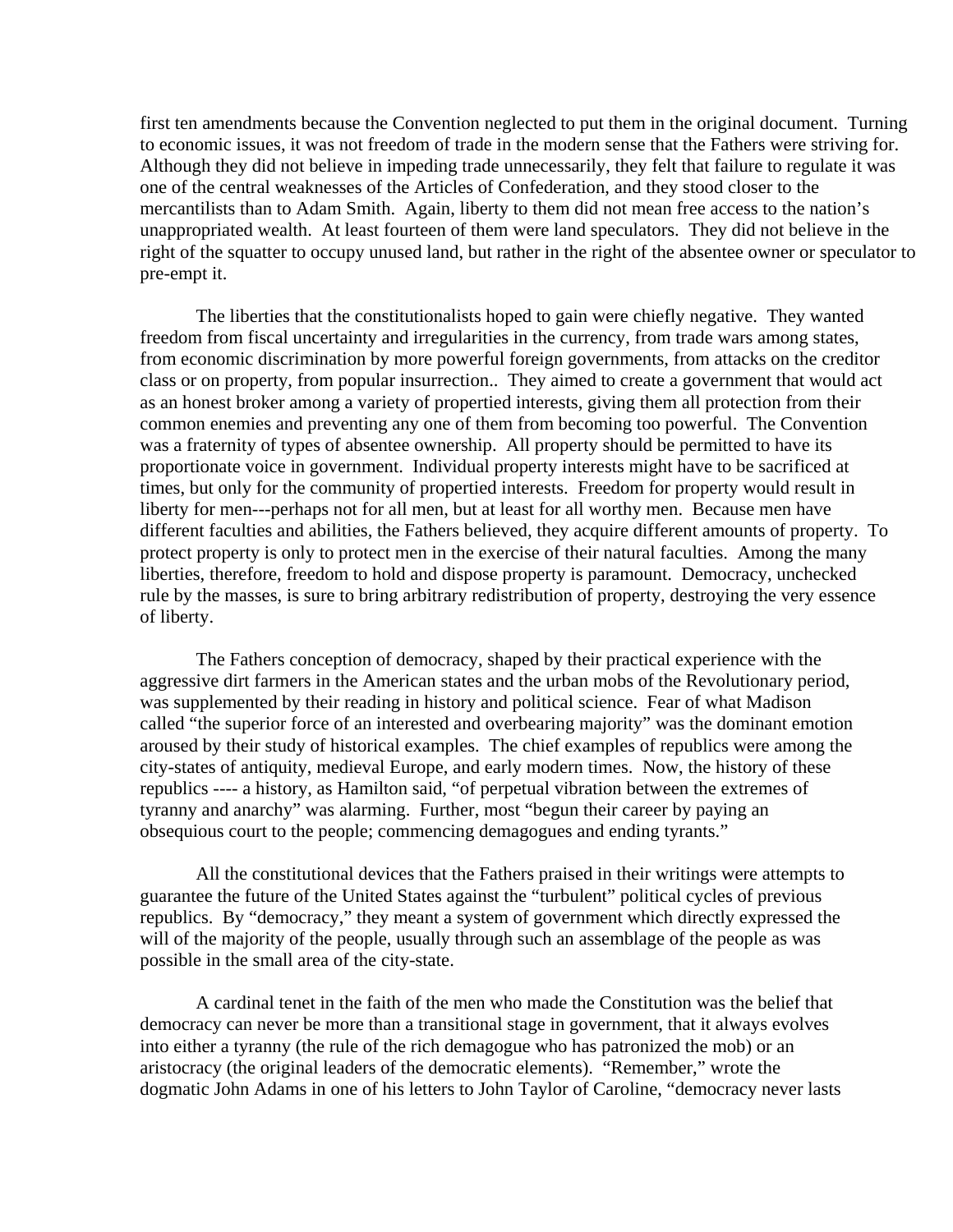first ten amendments because the Convention neglected to put them in the original document. Turning to economic issues, it was not freedom of trade in the modern sense that the Fathers were striving for. Although they did not believe in impeding trade unnecessarily, they felt that failure to regulate it was one of the central weaknesses of the Articles of Confederation, and they stood closer to the mercantilists than to Adam Smith. Again, liberty to them did not mean free access to the nation's unappropriated wealth. At least fourteen of them were land speculators. They did not believe in the right of the squatter to occupy unused land, but rather in the right of the absentee owner or speculator to pre-empt it.

The liberties that the constitutionalists hoped to gain were chiefly negative. They wanted freedom from fiscal uncertainty and irregularities in the currency, from trade wars among states, from economic discrimination by more powerful foreign governments, from attacks on the creditor class or on property, from popular insurrection.. They aimed to create a government that would act as an honest broker among a variety of propertied interests, giving them all protection from their common enemies and preventing any one of them from becoming too powerful. The Convention was a fraternity of types of absentee ownership. All property should be permitted to have its proportionate voice in government. Individual property interests might have to be sacrificed at times, but only for the community of propertied interests. Freedom for property would result in liberty for men---perhaps not for all men, but at least for all worthy men. Because men have different faculties and abilities, the Fathers believed, they acquire different amounts of property. To protect property is only to protect men in the exercise of their natural faculties. Among the many liberties, therefore, freedom to hold and dispose property is paramount. Democracy, unchecked rule by the masses, is sure to bring arbitrary redistribution of property, destroying the very essence of liberty.

The Fathers conception of democracy, shaped by their practical experience with the aggressive dirt farmers in the American states and the urban mobs of the Revolutionary period, was supplemented by their reading in history and political science. Fear of what Madison called "the superior force of an interested and overbearing majority" was the dominant emotion aroused by their study of historical examples. The chief examples of republics were among the city-states of antiquity, medieval Europe, and early modern times. Now, the history of these republics ---- a history, as Hamilton said, "of perpetual vibration between the extremes of tyranny and anarchy" was alarming. Further, most "begun their career by paying an obsequious court to the people; commencing demagogues and ending tyrants."

All the constitutional devices that the Fathers praised in their writings were attempts to guarantee the future of the United States against the "turbulent" political cycles of previous republics. By "democracy," they meant a system of government which directly expressed the will of the majority of the people, usually through such an assemblage of the people as was possible in the small area of the city-state.

A cardinal tenet in the faith of the men who made the Constitution was the belief that democracy can never be more than a transitional stage in government, that it always evolves into either a tyranny (the rule of the rich demagogue who has patronized the mob) or an aristocracy (the original leaders of the democratic elements). "Remember," wrote the dogmatic John Adams in one of his letters to John Taylor of Caroline, "democracy never lasts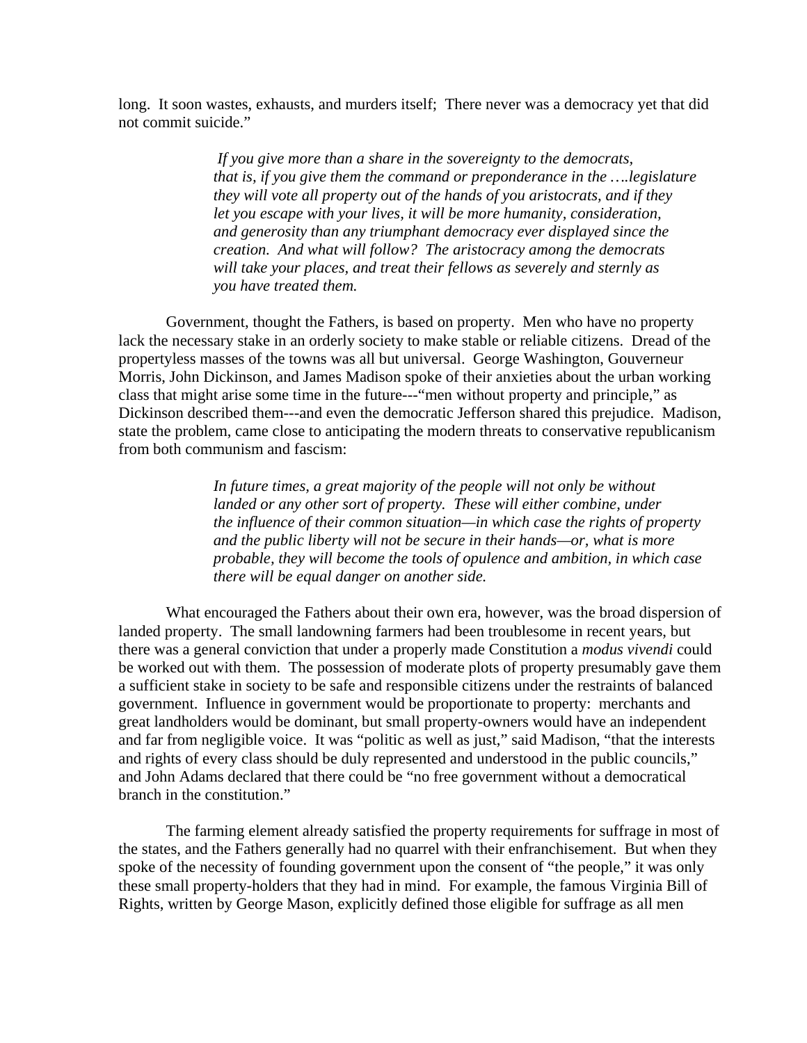long. It soon wastes, exhausts, and murders itself; There never was a democracy yet that did not commit suicide."

> *If you give more than a share in the sovereignty to the democrats, that is, if you give them the command or preponderance in the ….legislature they will vote all property out of the hands of you aristocrats, and if they let you escape with your lives, it will be more humanity, consideration, and generosity than any triumphant democracy ever displayed since the creation. And what will follow? The aristocracy among the democrats will take your places, and treat their fellows as severely and sternly as you have treated them.*

Government, thought the Fathers, is based on property. Men who have no property lack the necessary stake in an orderly society to make stable or reliable citizens. Dread of the propertyless masses of the towns was all but universal. George Washington, Gouverneur Morris, John Dickinson, and James Madison spoke of their anxieties about the urban working class that might arise some time in the future---"men without property and principle," as Dickinson described them---and even the democratic Jefferson shared this prejudice. Madison, state the problem, came close to anticipating the modern threats to conservative republicanism from both communism and fascism:

> *In future times, a great majority of the people will not only be without landed or any other sort of property. These will either combine, under the influence of their common situation—in which case the rights of property and the public liberty will not be secure in their hands—or, what is more probable, they will become the tools of opulence and ambition, in which case there will be equal danger on another side.*

What encouraged the Fathers about their own era, however, was the broad dispersion of landed property. The small landowning farmers had been troublesome in recent years, but there was a general conviction that under a properly made Constitution a *modus vivendi* could be worked out with them. The possession of moderate plots of property presumably gave them a sufficient stake in society to be safe and responsible citizens under the restraints of balanced government. Influence in government would be proportionate to property: merchants and great landholders would be dominant, but small property-owners would have an independent and far from negligible voice. It was "politic as well as just," said Madison, "that the interests and rights of every class should be duly represented and understood in the public councils," and John Adams declared that there could be "no free government without a democratical branch in the constitution."

The farming element already satisfied the property requirements for suffrage in most of the states, and the Fathers generally had no quarrel with their enfranchisement. But when they spoke of the necessity of founding government upon the consent of "the people," it was only these small property-holders that they had in mind. For example, the famous Virginia Bill of Rights, written by George Mason, explicitly defined those eligible for suffrage as all men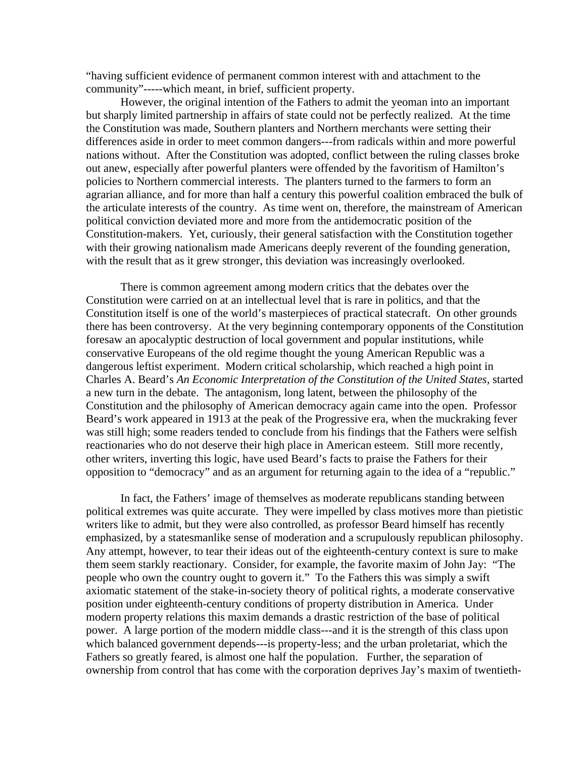"having sufficient evidence of permanent common interest with and attachment to the community"-----which meant, in brief, sufficient property.

However, the original intention of the Fathers to admit the yeoman into an important but sharply limited partnership in affairs of state could not be perfectly realized. At the time the Constitution was made, Southern planters and Northern merchants were setting their differences aside in order to meet common dangers---from radicals within and more powerful nations without. After the Constitution was adopted, conflict between the ruling classes broke out anew, especially after powerful planters were offended by the favoritism of Hamilton's policies to Northern commercial interests. The planters turned to the farmers to form an agrarian alliance, and for more than half a century this powerful coalition embraced the bulk of the articulate interests of the country. As time went on, therefore, the mainstream of American political conviction deviated more and more from the antidemocratic position of the Constitution-makers. Yet, curiously, their general satisfaction with the Constitution together with their growing nationalism made Americans deeply reverent of the founding generation, with the result that as it grew stronger, this deviation was increasingly overlooked.

There is common agreement among modern critics that the debates over the Constitution were carried on at an intellectual level that is rare in politics, and that the Constitution itself is one of the world's masterpieces of practical statecraft. On other grounds there has been controversy. At the very beginning contemporary opponents of the Constitution foresaw an apocalyptic destruction of local government and popular institutions, while conservative Europeans of the old regime thought the young American Republic was a dangerous leftist experiment. Modern critical scholarship, which reached a high point in Charles A. Beard's *An Economic Interpretation of the Constitution of the United States*, started a new turn in the debate. The antagonism, long latent, between the philosophy of the Constitution and the philosophy of American democracy again came into the open. Professor Beard's work appeared in 1913 at the peak of the Progressive era, when the muckraking fever was still high; some readers tended to conclude from his findings that the Fathers were selfish reactionaries who do not deserve their high place in American esteem. Still more recently, other writers, inverting this logic, have used Beard's facts to praise the Fathers for their opposition to "democracy" and as an argument for returning again to the idea of a "republic."

In fact, the Fathers' image of themselves as moderate republicans standing between political extremes was quite accurate. They were impelled by class motives more than pietistic writers like to admit, but they were also controlled, as professor Beard himself has recently emphasized, by a statesmanlike sense of moderation and a scrupulously republican philosophy. Any attempt, however, to tear their ideas out of the eighteenth-century context is sure to make them seem starkly reactionary. Consider, for example, the favorite maxim of John Jay: "The people who own the country ought to govern it." To the Fathers this was simply a swift axiomatic statement of the stake-in-society theory of political rights, a moderate conservative position under eighteenth-century conditions of property distribution in America. Under modern property relations this maxim demands a drastic restriction of the base of political power. A large portion of the modern middle class---and it is the strength of this class upon which balanced government depends---is property-less; and the urban proletariat, which the Fathers so greatly feared, is almost one half the population. Further, the separation of ownership from control that has come with the corporation deprives Jay's maxim of twentieth-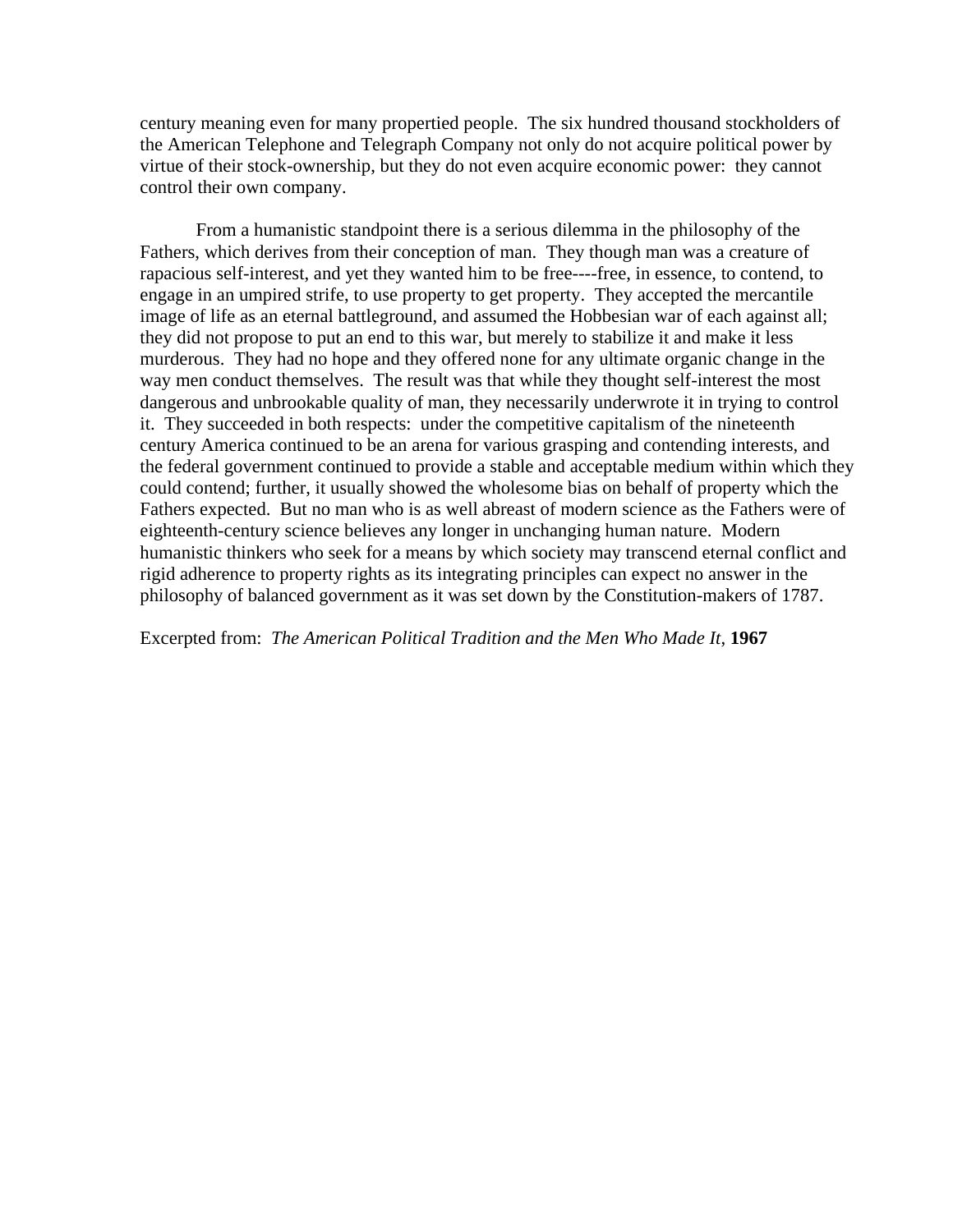century meaning even for many propertied people. The six hundred thousand stockholders of the American Telephone and Telegraph Company not only do not acquire political power by virtue of their stock-ownership, but they do not even acquire economic power: they cannot control their own company.

From a humanistic standpoint there is a serious dilemma in the philosophy of the Fathers, which derives from their conception of man. They though man was a creature of rapacious self-interest, and yet they wanted him to be free----free, in essence, to contend, to engage in an umpired strife, to use property to get property. They accepted the mercantile image of life as an eternal battleground, and assumed the Hobbesian war of each against all; they did not propose to put an end to this war, but merely to stabilize it and make it less murderous. They had no hope and they offered none for any ultimate organic change in the way men conduct themselves. The result was that while they thought self-interest the most dangerous and unbrookable quality of man, they necessarily underwrote it in trying to control it. They succeeded in both respects: under the competitive capitalism of the nineteenth century America continued to be an arena for various grasping and contending interests, and the federal government continued to provide a stable and acceptable medium within which they could contend; further, it usually showed the wholesome bias on behalf of property which the Fathers expected. But no man who is as well abreast of modern science as the Fathers were of eighteenth-century science believes any longer in unchanging human nature. Modern humanistic thinkers who seek for a means by which society may transcend eternal conflict and rigid adherence to property rights as its integrating principles can expect no answer in the philosophy of balanced government as it was set down by the Constitution-makers of 1787.

Excerpted from: *The American Political Tradition and the Men Who Made It*, **1967**